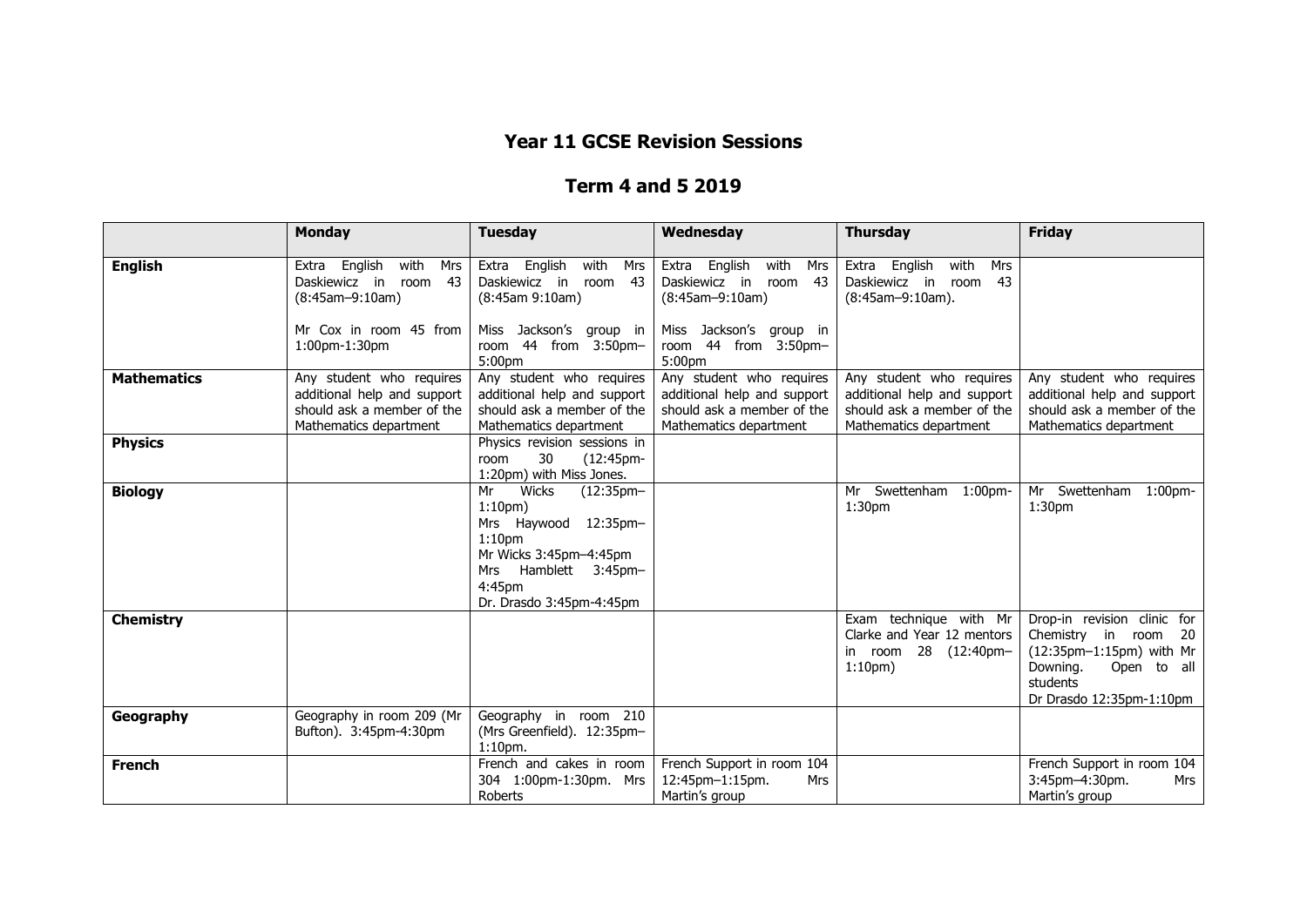# Year 11 GCSE Revision Sessions

## Term 4 and 5 2019

| | Monday | Tuesday | Wednesday | Thursday | Friday |
|---|---|---|---|---|---|
| **English** | Extra English with Mrs Daskiewicz in room 43 (8:45am–9:10am)<br><br>Mr Cox in room 45 from 1:00pm-1:30pm | Extra English with Mrs Daskiewicz in room 43 (8:45am 9:10am)<br><br>Miss Jackson's group in room 44 from 3:50pm–5:00pm | Extra English with Mrs Daskiewicz in room 43 (8:45am–9:10am)<br><br>Miss Jackson's group in room 44 from 3:50pm–5:00pm | Extra English with Mrs Daskiewicz in room 43 (8:45am–9:10am). | |
| **Mathematics** | Any student who requires additional help and support should ask a member of the Mathematics department | Any student who requires additional help and support should ask a member of the Mathematics department | Any student who requires additional help and support should ask a member of the Mathematics department | Any student who requires additional help and support should ask a member of the Mathematics department | Any student who requires additional help and support should ask a member of the Mathematics department |
| **Physics** | | Physics revision sessions in room 30 (12:45pm-1:20pm) with Miss Jones. | | | |
| **Biology** | | Mr Wicks (12:35pm–1:10pm)<br>Mrs Haywood 12:35pm–1:10pm<br>Mr Wicks 3:45pm–4:45pm<br>Mrs Hamblett 3:45pm–4:45pm<br>Dr. Drasdo 3:45pm-4:45pm | | Mr Swettenham 1:00pm-1:30pm | Mr Swettenham 1:00pm-1:30pm |
| **Chemistry** | | | | Exam technique with Mr Clarke and Year 12 mentors in room 28 (12:40pm–1:10pm) | Drop-in revision clinic for Chemistry in room 20 (12:35pm–1:15pm) with Mr Downing. Open to all students<br>Dr Drasdo 12:35pm-1:10pm |
| **Geography** | Geography in room 209 (Mr Bufton). 3:45pm-4:30pm | Geography in room 210 (Mrs Greenfield). 12:35pm–1:10pm. | | | |
| **French** | | French and cakes in room 304 1:00pm-1:30pm. Mrs Roberts | French Support in room 104 12:45pm–1:15pm. Mrs Martin's group | | French Support in room 104 3:45pm–4:30pm. Mrs Martin's group |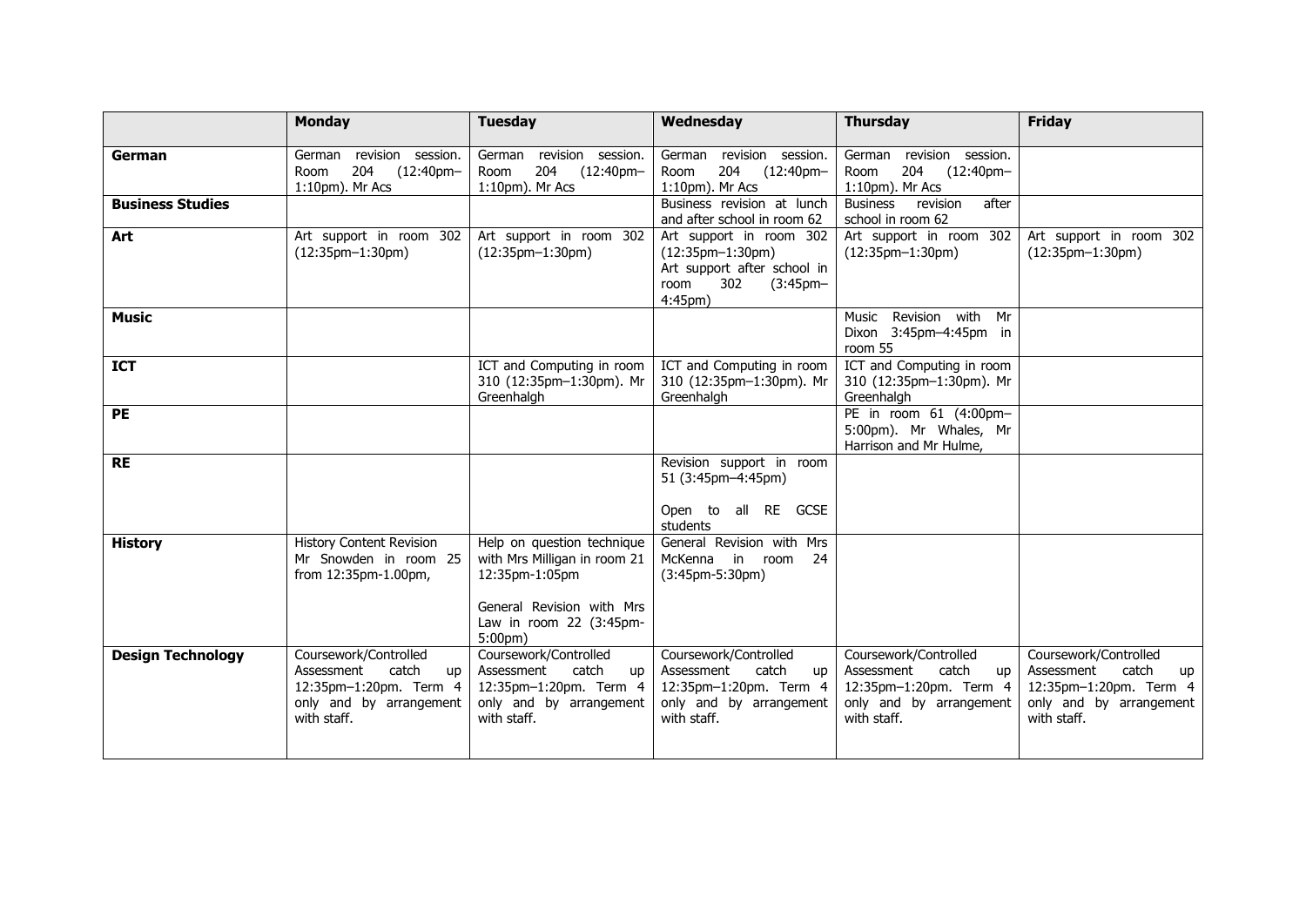| | Monday | Tuesday | Wednesday | Thursday | Friday |
|---|---|---|---|---|---|
| **German** | German revision session. Room 204 (12:40pm–1:10pm). Mr Acs | German revision session. Room 204 (12:40pm–1:10pm). Mr Acs | German revision session. Room 204 (12:40pm–1:10pm). Mr Acs | German revision session. Room 204 (12:40pm–1:10pm). Mr Acs | |
| **Business Studies** | | | Business revision at lunch and after school in room 62 | Business revision after school in room 62 | |
| **Art** | Art support in room 302 (12:35pm–1:30pm) | Art support in room 302 (12:35pm–1:30pm) | Art support in room 302 (12:35pm–1:30pm)<br>Art support after school in room 302 (3:45pm–4:45pm) | Art support in room 302 (12:35pm–1:30pm) | Art support in room 302 (12:35pm–1:30pm) |
| **Music** | | | | Music Revision with Mr Dixon 3:45pm–4:45pm in room 55 | |
| **ICT** | | ICT and Computing in room 310 (12:35pm–1:30pm). Mr Greenhalgh | ICT and Computing in room 310 (12:35pm–1:30pm). Mr Greenhalgh | ICT and Computing in room 310 (12:35pm–1:30pm). Mr Greenhalgh | |
| **PE** | | | | PE in room 61 (4:00pm–5:00pm). Mr Whales, Mr Harrison and Mr Hulme, | |
| **RE** | | | Revision support in room 51 (3:45pm–4:45pm)<br><br>Open to all RE GCSE students | | |
| **History** | History Content Revision Mr Snowden in room 25 from 12:35pm-1.00pm, | Help on question technique with Mrs Milligan in room 21 12:35pm-1:05pm<br><br>General Revision with Mrs Law in room 22 (3:45pm-5:00pm) | General Revision with Mrs McKenna in room 24 (3:45pm-5:30pm) | | |
| **Design Technology** | Coursework/Controlled Assessment catch up 12:35pm–1:20pm. Term 4 only and by arrangement with staff. | Coursework/Controlled Assessment catch up 12:35pm–1:20pm. Term 4 only and by arrangement with staff. | Coursework/Controlled Assessment catch up 12:35pm–1:20pm. Term 4 only and by arrangement with staff. | Coursework/Controlled Assessment catch up 12:35pm–1:20pm. Term 4 only and by arrangement with staff. | Coursework/Controlled Assessment catch up 12:35pm–1:20pm. Term 4 only and by arrangement with staff. |